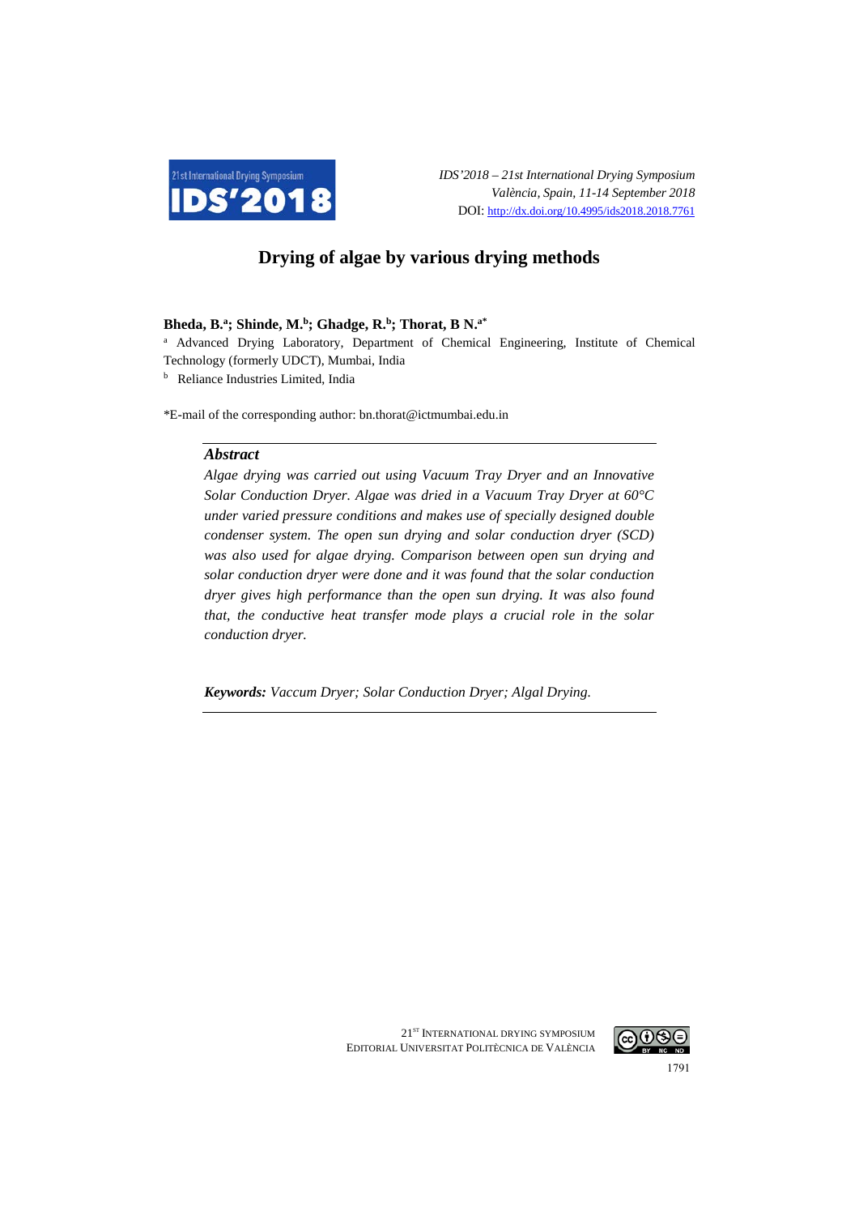IDS'2018 – 21st International Drying Symposium
València, Spain, 11-14 September 2018
DOI: http://dx.doi.org/10.4995/ids2018.2018.7761

# Drying of algae by various drying methods

**Bheda, B.[a]; Shinde, M.[b]; Ghadge, R.[b]; Thorat, B N.[a*]**

[a] Advanced Drying Laboratory, Department of Chemical Engineering, Institute of Chemical Technology (formerly UDCT), Mumbai, India

[b] Reliance Industries Limited, India

*E-mail of the corresponding author: bn.thorat@ictmumbai.edu.in

## *Abstract*

*Algae drying was carried out using Vacuum Tray Dryer and an Innovative Solar Conduction Dryer. Algae was dried in a Vacuum Tray Dryer at 60°C under varied pressure conditions and makes use of specially designed double condenser system. The open sun drying and solar conduction dryer (SCD) was also used for algae drying. Comparison between open sun drying and solar conduction dryer were done and it was found that the solar conduction dryer gives high performance than the open sun drying. It was also found that, the conductive heat transfer mode plays a crucial role in the solar conduction dryer.*

***Keywords:*** *Vaccum Dryer; Solar Conduction Dryer; Algal Drying.*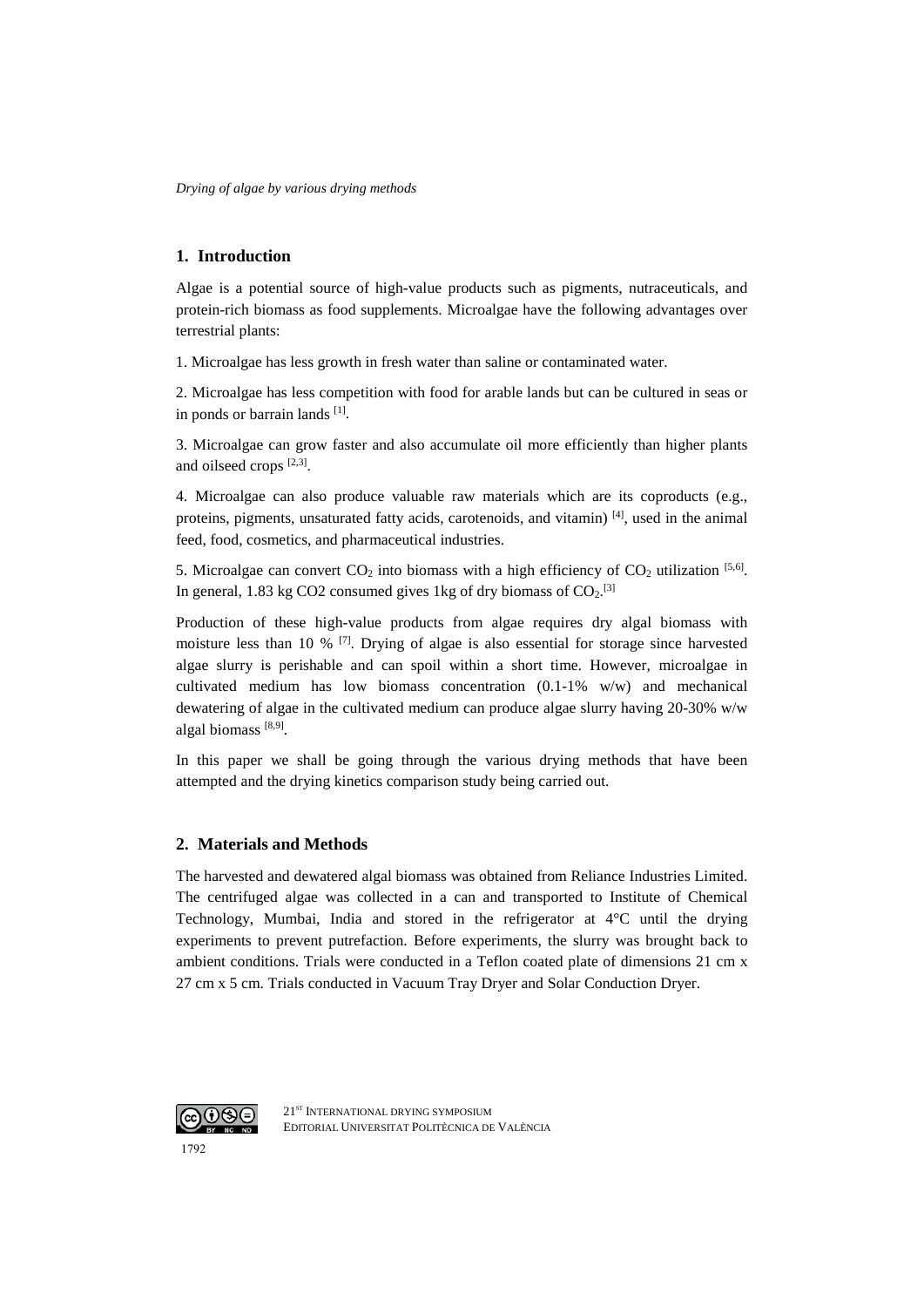## 1. Introduction

Algae is a potential source of high-value products such as pigments, nutraceuticals, and protein-rich biomass as food supplements. Microalgae have the following advantages over terrestrial plants:

1. Microalgae has less growth in fresh water than saline or contaminated water.

2. Microalgae has less competition with food for arable lands but can be cultured in seas or in ponds or barrain lands [1].

3. Microalgae can grow faster and also accumulate oil more efficiently than higher plants and oilseed crops [2,3].

4. Microalgae can also produce valuable raw materials which are its coproducts (e.g., proteins, pigments, unsaturated fatty acids, carotenoids, and vitamin) [4], used in the animal feed, food, cosmetics, and pharmaceutical industries.

5. Microalgae can convert $CO_2$ into biomass with a high efficiency of $CO_2$ utilization [5,6]. In general, 1.83 kg CO2 consumed gives 1kg of dry biomass of $CO_2$.[3]

Production of these high-value products from algae requires dry algal biomass with moisture less than 10 % [7]. Drying of algae is also essential for storage since harvested algae slurry is perishable and can spoil within a short time. However, microalgae in cultivated medium has low biomass concentration (0.1-1% w/w) and mechanical dewatering of algae in the cultivated medium can produce algae slurry having 20-30% w/w algal biomass [8,9].

In this paper we shall be going through the various drying methods that have been attempted and the drying kinetics comparison study being carried out.

## 2. Materials and Methods

The harvested and dewatered algal biomass was obtained from Reliance Industries Limited. The centrifuged algae was collected in a can and transported to Institute of Chemical Technology, Mumbai, India and stored in the refrigerator at 4°C until the drying experiments to prevent putrefaction. Before experiments, the slurry was brought back to ambient conditions. Trials were conducted in a Teflon coated plate of dimensions 21 cm x 27 cm x 5 cm. Trials conducted in Vacuum Tray Dryer and Solar Conduction Dryer.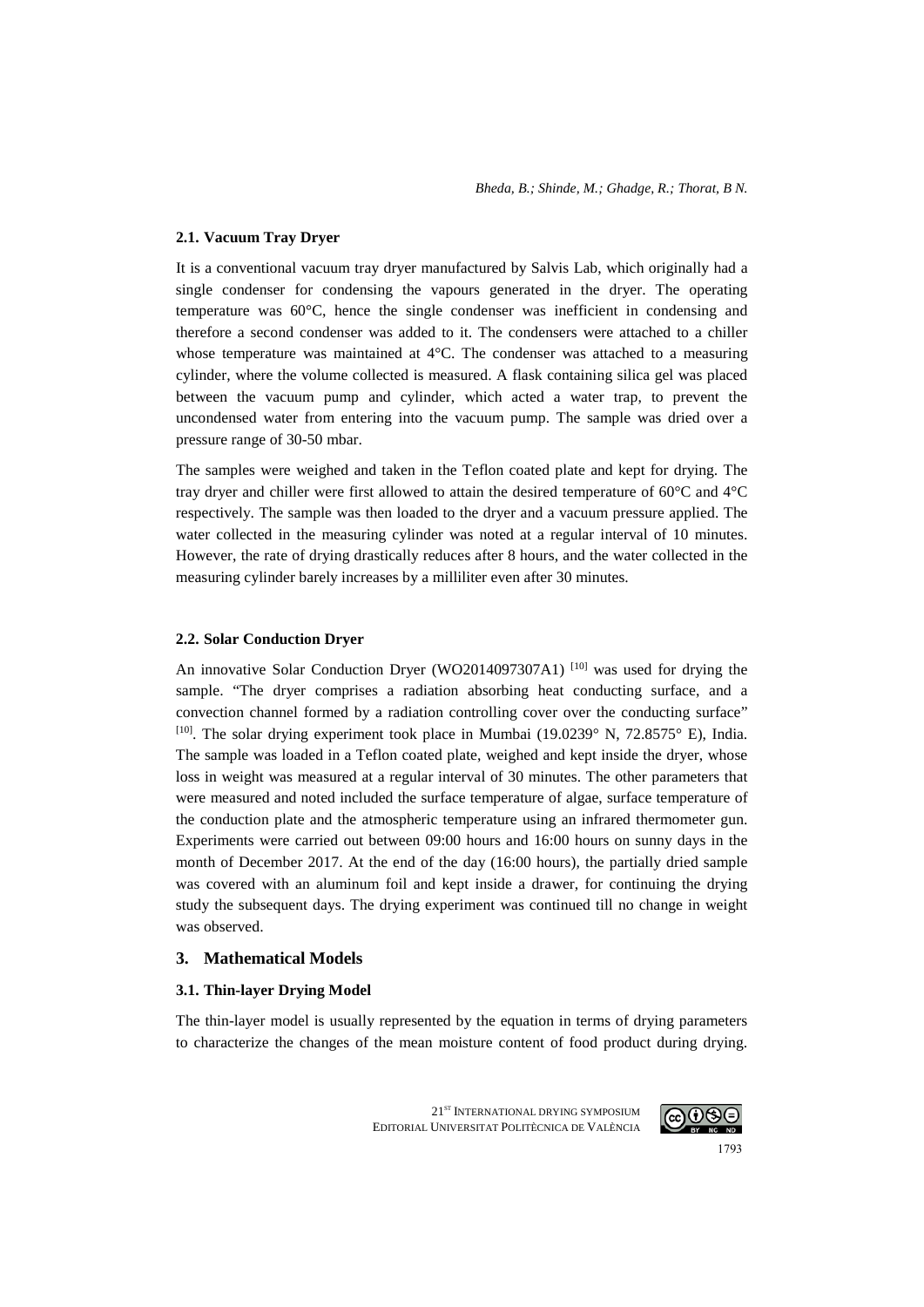### 2.1. Vacuum Tray Dryer

It is a conventional vacuum tray dryer manufactured by Salvis Lab, which originally had a single condenser for condensing the vapours generated in the dryer. The operating temperature was 60°C, hence the single condenser was inefficient in condensing and therefore a second condenser was added to it. The condensers were attached to a chiller whose temperature was maintained at 4°C. The condenser was attached to a measuring cylinder, where the volume collected is measured. A flask containing silica gel was placed between the vacuum pump and cylinder, which acted a water trap, to prevent the uncondensed water from entering into the vacuum pump. The sample was dried over a pressure range of 30-50 mbar.

The samples were weighed and taken in the Teflon coated plate and kept for drying. The tray dryer and chiller were first allowed to attain the desired temperature of 60°C and 4°C respectively. The sample was then loaded to the dryer and a vacuum pressure applied. The water collected in the measuring cylinder was noted at a regular interval of 10 minutes. However, the rate of drying drastically reduces after 8 hours, and the water collected in the measuring cylinder barely increases by a milliliter even after 30 minutes.

### 2.2. Solar Conduction Dryer

An innovative Solar Conduction Dryer (WO2014097307A1) [10] was used for drying the sample. "The dryer comprises a radiation absorbing heat conducting surface, and a convection channel formed by a radiation controlling cover over the conducting surface" [10]. The solar drying experiment took place in Mumbai (19.0239° N, 72.8575° E), India. The sample was loaded in a Teflon coated plate, weighed and kept inside the dryer, whose loss in weight was measured at a regular interval of 30 minutes. The other parameters that were measured and noted included the surface temperature of algae, surface temperature of the conduction plate and the atmospheric temperature using an infrared thermometer gun. Experiments were carried out between 09:00 hours and 16:00 hours on sunny days in the month of December 2017. At the end of the day (16:00 hours), the partially dried sample was covered with an aluminum foil and kept inside a drawer, for continuing the drying study the subsequent days. The drying experiment was continued till no change in weight was observed.

## 3. Mathematical Models

### 3.1. Thin-layer Drying Model

The thin-layer model is usually represented by the equation in terms of drying parameters to characterize the changes of the mean moisture content of food product during drying.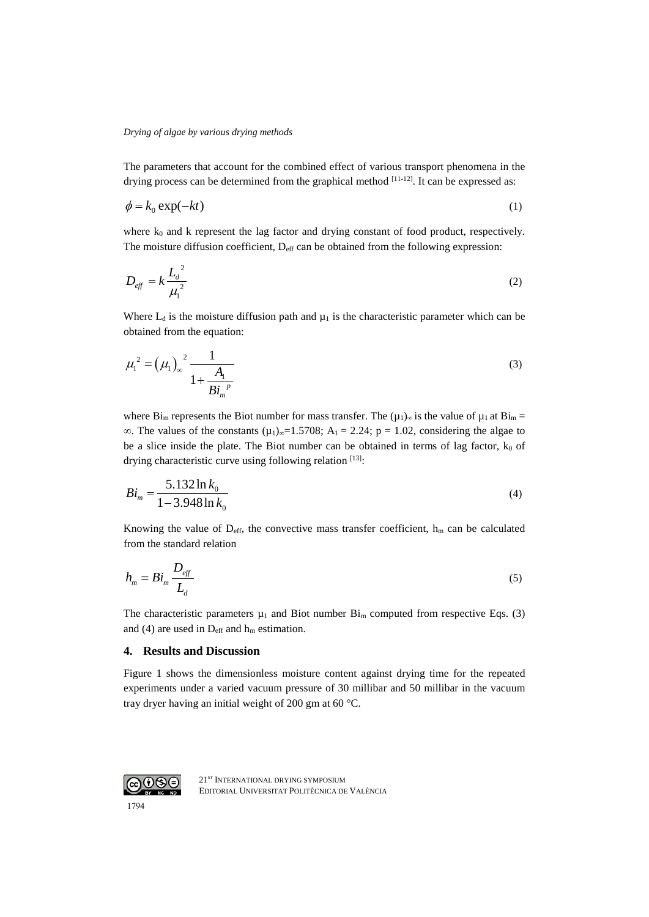The parameters that account for the combined effect of various transport phenomena in the drying process can be determined from the graphical method [11-12]. It can be expressed as:

$$\phi = k_0 \exp(-kt) \tag{1}$$

where $k_0$ and k represent the lag factor and drying constant of food product, respectively. The moisture diffusion coefficient, $D_{eff}$ can be obtained from the following expression:

$$D_{eff} = k \frac{L_d^{\,2}}{\mu_1^{\,2}} \tag{2}$$

Where $L_d$ is the moisture diffusion path and $\mu_1$ is the characteristic parameter which can be obtained from the equation:

$$\mu_1^{\,2} = \left(\mu_1\right)_\infty^{\,2} \frac{1}{1 + \dfrac{A_1}{Bi_m^{\,p}}} \tag{3}$$

where $Bi_m$ represents the Biot number for mass transfer. The $(\mu_1)_\infty$ is the value of $\mu_1$ at $Bi_m = \infty$. The values of the constants $(\mu_1)_\infty$=1.5708; $A_1$ = 2.24; p = 1.02, considering the algae to be a slice inside the plate. The Biot number can be obtained in terms of lag factor, $k_0$ of drying characteristic curve using following relation [13]:

$$Bi_m = \frac{5.132 \ln k_0}{1 - 3.948 \ln k_0} \tag{4}$$

Knowing the value of $D_{eff}$, the convective mass transfer coefficient, $h_m$ can be calculated from the standard relation

$$h_m = Bi_m \frac{D_{eff}}{L_d} \tag{5}$$

The characteristic parameters $\mu_1$ and Biot number $Bi_m$ computed from respective Eqs. (3) and (4) are used in $D_{eff}$ and $h_m$ estimation.

## 4. Results and Discussion

Figure 1 shows the dimensionless moisture content against drying time for the repeated experiments under a varied vacuum pressure of 30 millibar and 50 millibar in the vacuum tray dryer having an initial weight of 200 gm at 60 °C.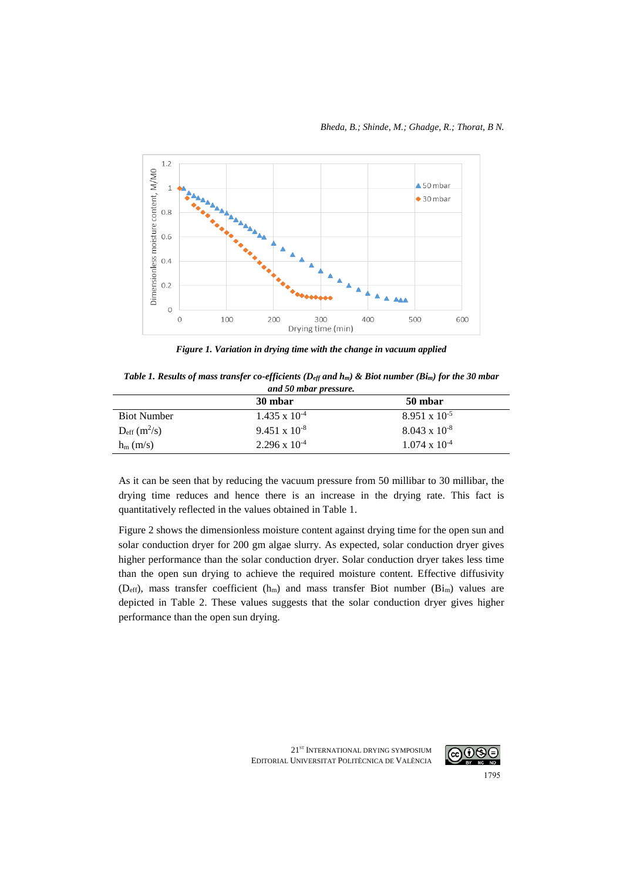*Figure 1. Variation in drying time with the change in vacuum applied*

*Table 1. Results of mass transfer co-efficients ($D_{eff}$ and $h_m$) & Biot number ($Bi_m$) for the 30 mbar and 50 mbar pressure.*

| | 30 mbar | 50 mbar |
|---|---|---|
| Biot Number | $1.435 \times 10^{-4}$ | $8.951 \times 10^{-5}$ |
| $D_{eff}$ ($m^2/s$) | $9.451 \times 10^{-8}$ | $8.043 \times 10^{-8}$ |
| $h_m$ (m/s) | $2.296 \times 10^{-4}$ | $1.074 \times 10^{-4}$ |

As it can be seen that by reducing the vacuum pressure from 50 millibar to 30 millibar, the drying time reduces and hence there is an increase in the drying rate. This fact is quantitatively reflected in the values obtained in Table 1.

Figure 2 shows the dimensionless moisture content against drying time for the open sun and solar conduction dryer for 200 gm algae slurry. As expected, solar conduction dryer gives higher performance than the solar conduction dryer. Solar conduction dryer takes less time than the open sun drying to achieve the required moisture content. Effective diffusivity ($D_{eff}$), mass transfer coefficient ($h_m$) and mass transfer Biot number ($Bi_m$) values are depicted in Table 2. These values suggests that the solar conduction dryer gives higher performance than the open sun drying.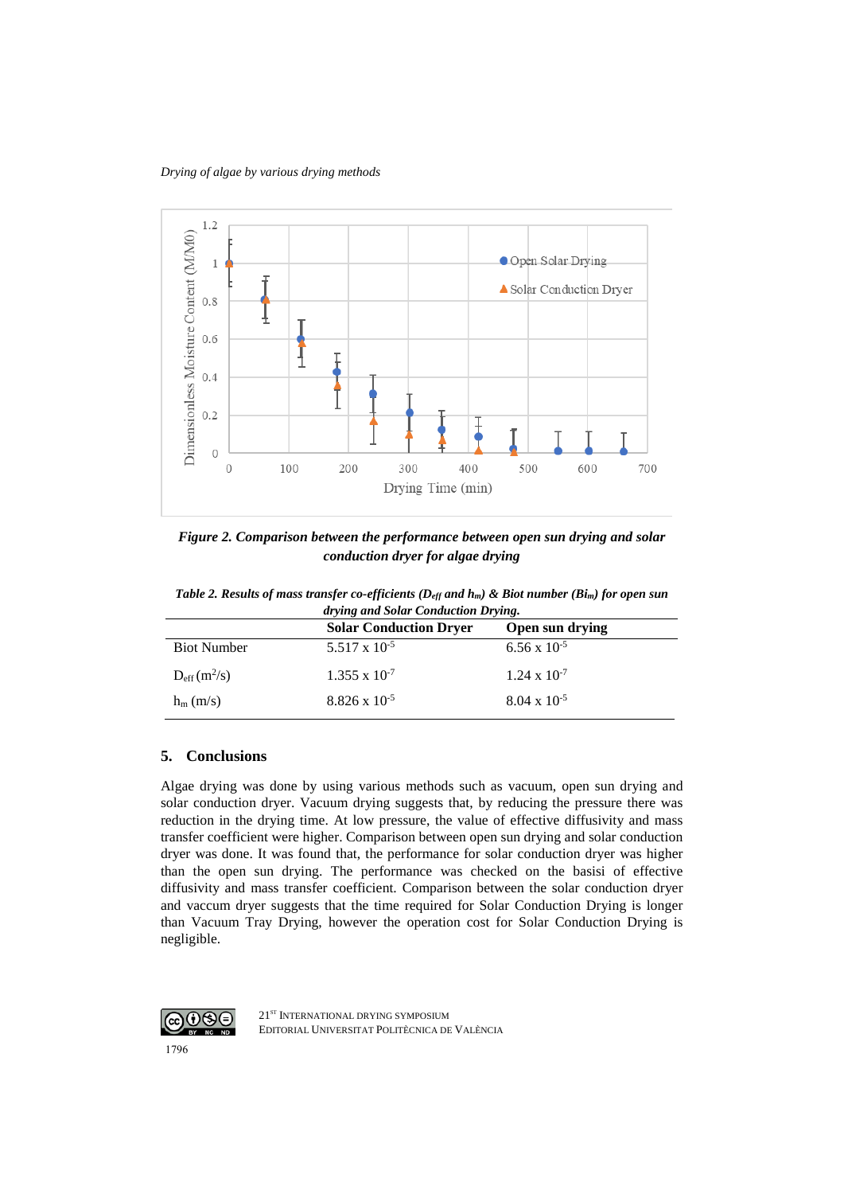*Figure 2. Comparison between the performance between open sun drying and solar conduction dryer for algae drying*

*Table 2. Results of mass transfer co-efficients ($D_{eff}$ and $h_m$) & Biot number ($Bi_m$) for open sun drying and Solar Conduction Drying.*

| | **Solar Conduction Dryer** | **Open sun drying** |
|---|---|---|
| Biot Number | $5.517 \times 10^{-5}$ | $6.56 \times 10^{-5}$ |
| $D_{eff}$ ($m^2/s$) | $1.355 \times 10^{-7}$ | $1.24 \times 10^{-7}$ |
| $h_m$ (m/s) | $8.826 \times 10^{-5}$ | $8.04 \times 10^{-5}$ |

## 5. Conclusions

Algae drying was done by using various methods such as vacuum, open sun drying and solar conduction dryer. Vacuum drying suggests that, by reducing the pressure there was reduction in the drying time. At low pressure, the value of effective diffusivity and mass transfer coefficient were higher. Comparison between open sun drying and solar conduction dryer was done. It was found that, the performance for solar conduction dryer was higher than the open sun drying. The performance was checked on the basisi of effective diffusivity and mass transfer coefficient. Comparison between the solar conduction dryer and vaccum dryer suggests that the time required for Solar Conduction Drying is longer than Vacuum Tray Drying, however the operation cost for Solar Conduction Drying is negligible.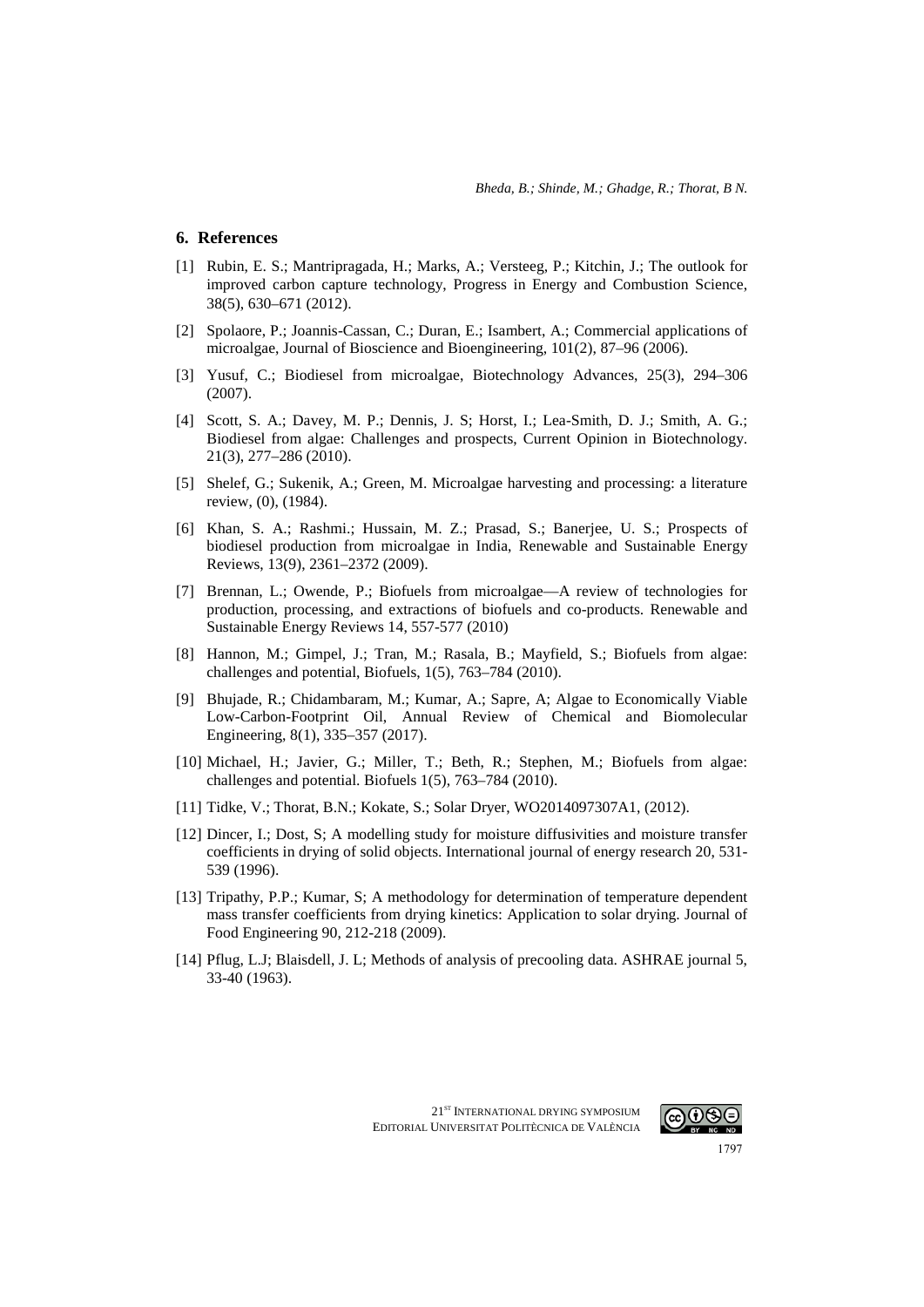## 6. References

[1] Rubin, E. S.; Mantripragada, H.; Marks, A.; Versteeg, P.; Kitchin, J.; The outlook for improved carbon capture technology, Progress in Energy and Combustion Science, 38(5), 630–671 (2012).

[2] Spolaore, P.; Joannis-Cassan, C.; Duran, E.; Isambert, A.; Commercial applications of microalgae, Journal of Bioscience and Bioengineering, 101(2), 87–96 (2006).

[3] Yusuf, C.; Biodiesel from microalgae, Biotechnology Advances, 25(3), 294–306 (2007).

[4] Scott, S. A.; Davey, M. P.; Dennis, J. S; Horst, I.; Lea-Smith, D. J.; Smith, A. G.; Biodiesel from algae: Challenges and prospects, Current Opinion in Biotechnology. 21(3), 277–286 (2010).

[5] Shelef, G.; Sukenik, A.; Green, M. Microalgae harvesting and processing: a literature review, (0), (1984).

[6] Khan, S. A.; Rashmi.; Hussain, M. Z.; Prasad, S.; Banerjee, U. S.; Prospects of biodiesel production from microalgae in India, Renewable and Sustainable Energy Reviews, 13(9), 2361–2372 (2009).

[7] Brennan, L.; Owende, P.; Biofuels from microalgae—A review of technologies for production, processing, and extractions of biofuels and co-products. Renewable and Sustainable Energy Reviews 14, 557-577 (2010)

[8] Hannon, M.; Gimpel, J.; Tran, M.; Rasala, B.; Mayfield, S.; Biofuels from algae: challenges and potential, Biofuels, 1(5), 763–784 (2010).

[9] Bhujade, R.; Chidambaram, M.; Kumar, A.; Sapre, A; Algae to Economically Viable Low-Carbon-Footprint Oil, Annual Review of Chemical and Biomolecular Engineering, 8(1), 335–357 (2017).

[10] Michael, H.; Javier, G.; Miller, T.; Beth, R.; Stephen, M.; Biofuels from algae: challenges and potential. Biofuels 1(5), 763–784 (2010).

[11] Tidke, V.; Thorat, B.N.; Kokate, S.; Solar Dryer, WO2014097307A1, (2012).

[12] Dincer, I.; Dost, S; A modelling study for moisture diffusivities and moisture transfer coefficients in drying of solid objects. International journal of energy research 20, 531-539 (1996).

[13] Tripathy, P.P.; Kumar, S; A methodology for determination of temperature dependent mass transfer coefficients from drying kinetics: Application to solar drying. Journal of Food Engineering 90, 212-218 (2009).

[14] Pflug, L.J; Blaisdell, J. L; Methods of analysis of precooling data. ASHRAE journal 5, 33-40 (1963).